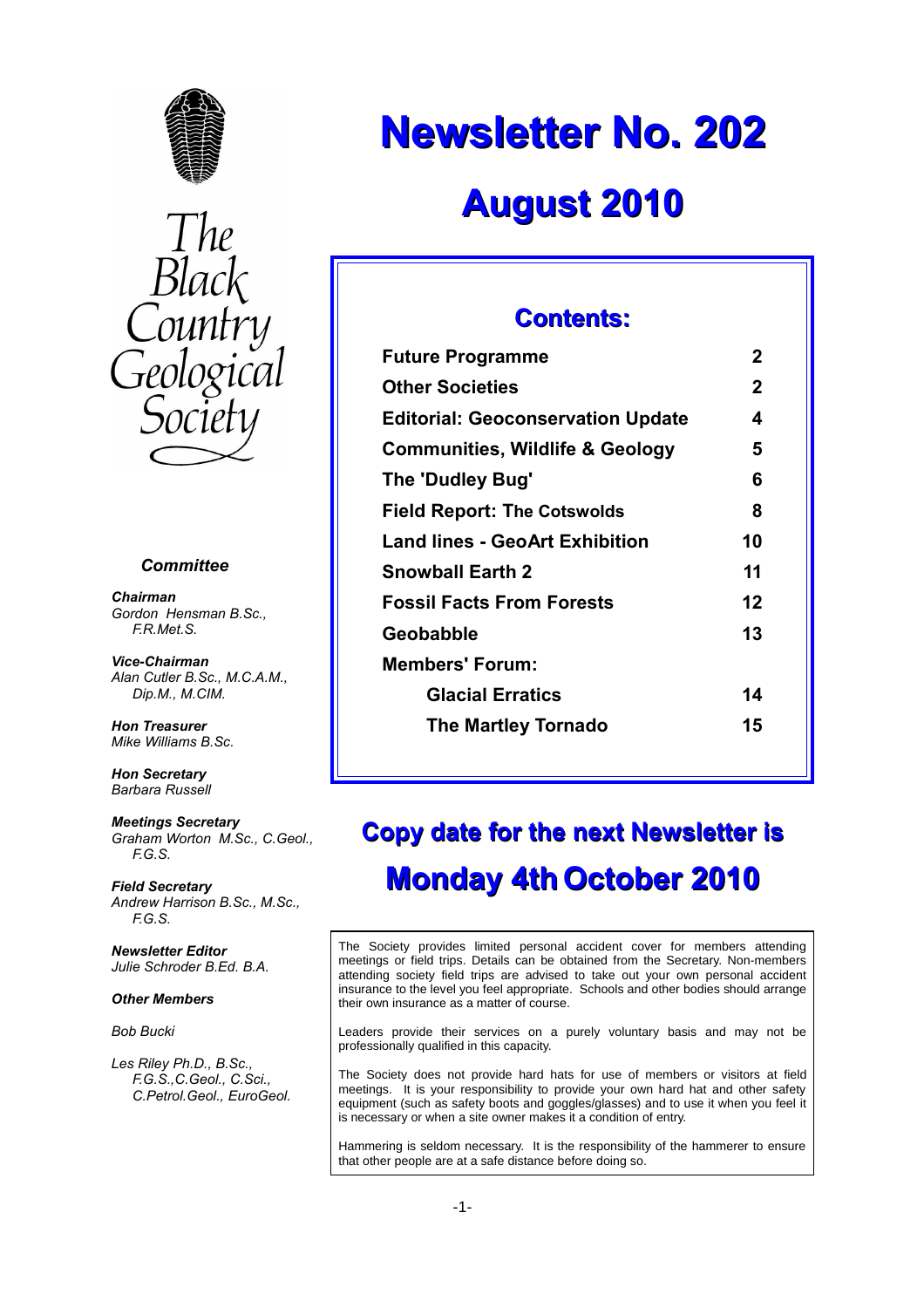The Black Country Geological Society

# Newsletter No. 202

## August 2010

### Contents:

| | |
|---|---|
| **Future Programme** | **2** |
| **Other Societies** | **2** |
| **Editorial: Geoconservation Update** | **4** |
| **Communities, Wildlife & Geology** | **5** |
| **The 'Dudley Bug'** | **6** |
| **Field Report: The Cotswolds** | **8** |
| **Land lines - GeoArt Exhibition** | **10** |
| **Snowball Earth 2** | **11** |
| **Fossil Facts From Forests** | **12** |
| **Geobabble** | **13** |
| **Members' Forum:** | |
| **Glacial Erratics** | **14** |
| **The Martley Tornado** | **15** |

## Copy date for the next Newsletter is Monday 4th October 2010

### *Committee*

***Chairman***
*Gordon Hensman B.Sc., F.R.Met.S.*

***Vice-Chairman***
*Alan Cutler B.Sc., M.C.A.M., Dip.M., M.CIM.*

***Hon Treasurer***
*Mike Williams B.Sc.*

***Hon Secretary***
*Barbara Russell*

***Meetings Secretary***
*Graham Worton M.Sc., C.Geol., F.G.S.*

***Field Secretary***
*Andrew Harrison B.Sc., M.Sc., F.G.S.*

***Newsletter Editor***
*Julie Schroder B.Ed. B.A.*

***Other Members***

*Bob Bucki*

*Les Riley Ph.D., B.Sc., F.G.S.,C.Geol., C.Sci., C.Petrol.Geol., EuroGeol.*

The Society provides limited personal accident cover for members attending meetings or field trips. Details can be obtained from the Secretary. Non-members attending society field trips are advised to take out your own personal accident insurance to the level you feel appropriate. Schools and other bodies should arrange their own insurance as a matter of course.

Leaders provide their services on a purely voluntary basis and may not be professionally qualified in this capacity.

The Society does not provide hard hats for use of members or visitors at field meetings. It is your responsibility to provide your own hard hat and other safety equipment (such as safety boots and goggles/glasses) and to use it when you feel it is necessary or when a site owner makes it a condition of entry.

Hammering is seldom necessary. It is the responsibility of the hammerer to ensure that other people are at a safe distance before doing so.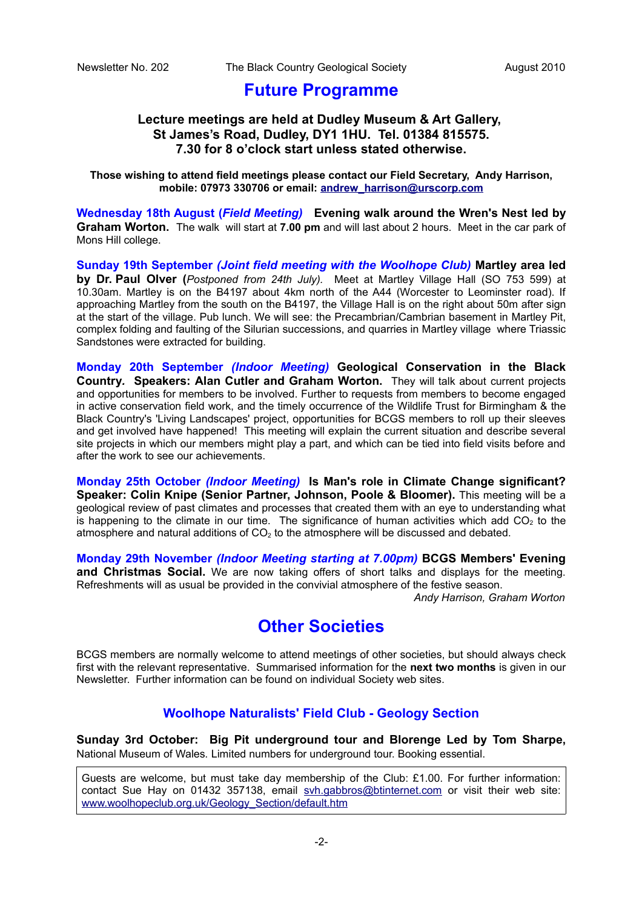## Future Programme

### Lecture meetings are held at Dudley Museum & Art Gallery, St James's Road, Dudley, DY1 1HU. Tel. 01384 815575. 7.30 for 8 o'clock start unless stated otherwise.

**Those wishing to attend field meetings please contact our Field Secretary, Andy Harrison, mobile: 07973 330706 or email: andrew_harrison@urscorp.com**

**Wednesday 18th August (*Field Meeting*) Evening walk around the Wren's Nest led by Graham Worton.** The walk will start at **7.00 pm** and will last about 2 hours. Meet in the car park of Mons Hill college.

**Sunday 19th September *(Joint field meeting with the Woolhope Club)* Martley area led by Dr. Paul Olver (***Postponed from 24th July).* Meet at Martley Village Hall (SO 753 599) at 10.30am. Martley is on the B4197 about 4km north of the A44 (Worcester to Leominster road). If approaching Martley from the south on the B4197, the Village Hall is on the right about 50m after sign at the start of the village. Pub lunch. We will see: the Precambrian/Cambrian basement in Martley Pit, complex folding and faulting of the Silurian successions, and quarries in Martley village where Triassic Sandstones were extracted for building.

**Monday 20th September *(Indoor Meeting)* Geological Conservation in the Black Country. Speakers: Alan Cutler and Graham Worton.** They will talk about current projects and opportunities for members to be involved. Further to requests from members to become engaged in active conservation field work, and the timely occurrence of the Wildlife Trust for Birmingham & the Black Country's 'Living Landscapes' project, opportunities for BCGS members to roll up their sleeves and get involved have happened! This meeting will explain the current situation and describe several site projects in which our members might play a part, and which can be tied into field visits before and after the work to see our achievements.

**Monday 25th October *(Indoor Meeting)* Is Man's role in Climate Change significant? Speaker: Colin Knipe (Senior Partner, Johnson, Poole & Bloomer).** This meeting will be a geological review of past climates and processes that created them with an eye to understanding what is happening to the climate in our time. The significance of human activities which add $CO_2$ to the atmosphere and natural additions of $CO_2$ to the atmosphere will be discussed and debated.

**Monday 29th November *(Indoor Meeting starting at 7.00pm)* BCGS Members' Evening and Christmas Social.** We are now taking offers of short talks and displays for the meeting. Refreshments will as usual be provided in the convivial atmosphere of the festive season.

*Andy Harrison, Graham Worton*

## Other Societies

BCGS members are normally welcome to attend meetings of other societies, but should always check first with the relevant representative. Summarised information for the **next two months** is given in our Newsletter. Further information can be found on individual Society web sites.

### Woolhope Naturalists' Field Club - Geology Section

**Sunday 3rd October: Big Pit underground tour and Blorenge Led by Tom Sharpe,** National Museum of Wales. Limited numbers for underground tour. Booking essential.

Guests are welcome, but must take day membership of the Club: £1.00. For further information: contact Sue Hay on 01432 357138, email svh.gabbros@btinternet.com or visit their web site: www.woolhopeclub.org.uk/Geology_Section/default.htm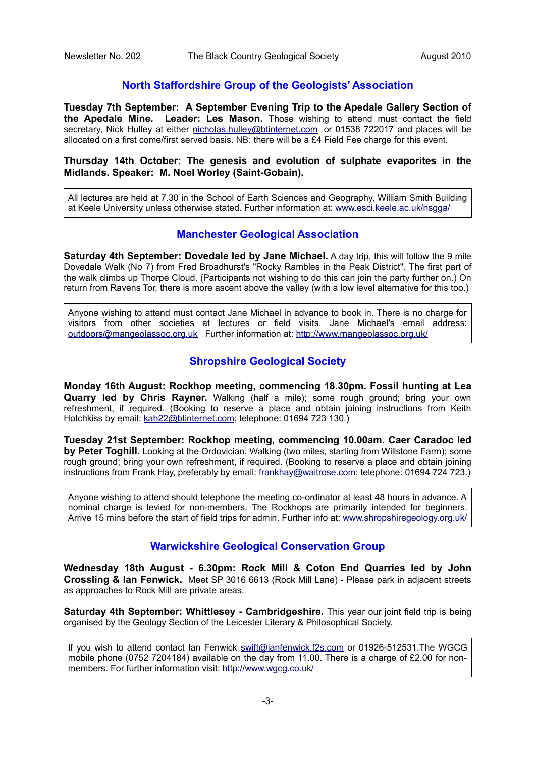## North Staffordshire Group of the Geologists' Association

**Tuesday 7th September: A September Evening Trip to the Apedale Gallery Section of the Apedale Mine. Leader: Les Mason.** Those wishing to attend must contact the field secretary, Nick Hulley at either nicholas.hulley@btinternet.com or 01538 722017 and places will be allocated on a first come/first served basis. NB: there will be a £4 Field Fee charge for this event.

**Thursday 14th October: The genesis and evolution of sulphate evaporites in the Midlands. Speaker: M. Noel Worley (Saint-Gobain).**

All lectures are held at 7.30 in the School of Earth Sciences and Geography, William Smith Building at Keele University unless otherwise stated. Further information at: www.esci.keele.ac.uk/nsgga/

## Manchester Geological Association

**Saturday 4th September: Dovedale led by Jane Michael.** A day trip, this will follow the 9 mile Dovedale Walk (No 7) from Fred Broadhurst's "Rocky Rambles in the Peak District". The first part of the walk climbs up Thorpe Cloud. (Participants not wishing to do this can join the party further on.) On return from Ravens Tor, there is more ascent above the valley (with a low level alternative for this too.)

Anyone wishing to attend must contact Jane Michael in advance to book in. There is no charge for visitors from other societies at lectures or field visits. Jane Michael's email address: outdoors@mangeolassoc.org.uk Further information at: http://www.mangeolassoc.org.uk/

## Shropshire Geological Society

**Monday 16th August: Rockhop meeting, commencing 18.30pm. Fossil hunting at Lea Quarry led by Chris Rayner.** Walking (half a mile); some rough ground; bring your own refreshment, if required. (Booking to reserve a place and obtain joining instructions from Keith Hotchkiss by email: kah22@btinternet.com; telephone: 01694 723 130.)

**Tuesday 21st September: Rockhop meeting, commencing 10.00am. Caer Caradoc led by Peter Toghill.** Looking at the Ordovician. Walking (two miles, starting from Willstone Farm); some rough ground; bring your own refreshment, if required. (Booking to reserve a place and obtain joining instructions from Frank Hay, preferably by email: frankhay@waitrose.com; telephone: 01694 724 723.)

Anyone wishing to attend should telephone the meeting co-ordinator at least 48 hours in advance. A nominal charge is levied for non-members. The Rockhops are primarily intended for beginners. Arrive 15 mins before the start of field trips for admin. Further info at: www.shropshiregeology.org.uk/

## Warwickshire Geological Conservation Group

**Wednesday 18th August - 6.30pm: Rock Mill & Coton End Quarries led by John Crossling & Ian Fenwick.** Meet SP 3016 6613 (Rock Mill Lane) - Please park in adjacent streets as approaches to Rock Mill are private areas.

**Saturday 4th September: Whittlesey - Cambridgeshire.** This year our joint field trip is being organised by the Geology Section of the Leicester Literary & Philosophical Society.

If you wish to attend contact Ian Fenwick swift@ianfenwick.f2s.com or 01926-512531.The WGCG mobile phone (0752 7204184) available on the day from 11.00. There is a charge of £2.00 for non-members. For further information visit: http://www.wgcg.co.uk/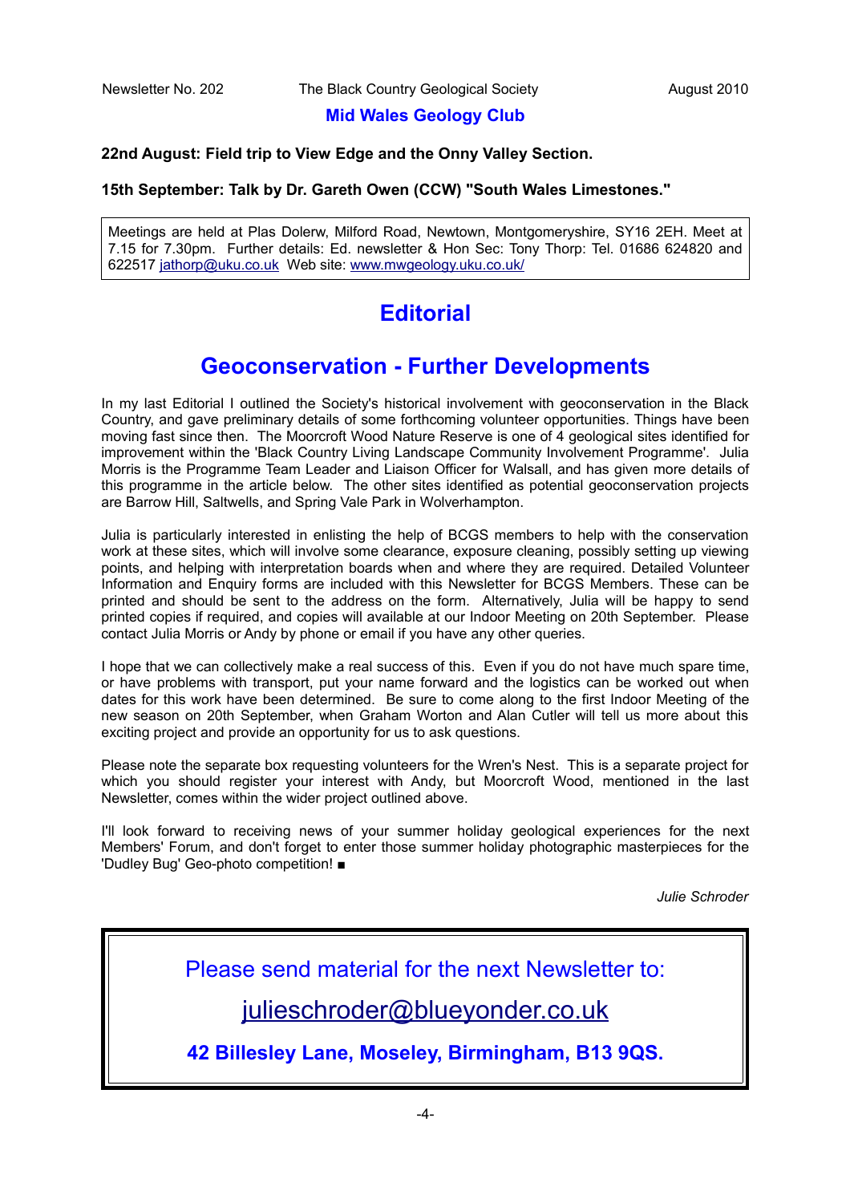## Mid Wales Geology Club

**22nd August: Field trip to View Edge and the Onny Valley Section.**

**15th September: Talk by Dr. Gareth Owen (CCW) "South Wales Limestones."**

Meetings are held at Plas Dolerw, Milford Road, Newtown, Montgomeryshire, SY16 2EH. Meet at 7.15 for 7.30pm. Further details: Ed. newsletter & Hon Sec: Tony Thorp: Tel. 01686 624820 and 622517 jathorp@uku.co.uk Web site: www.mwgeology.uku.co.uk/

# Editorial

# Geoconservation - Further Developments

In my last Editorial I outlined the Society's historical involvement with geoconservation in the Black Country, and gave preliminary details of some forthcoming volunteer opportunities. Things have been moving fast since then. The Moorcroft Wood Nature Reserve is one of 4 geological sites identified for improvement within the 'Black Country Living Landscape Community Involvement Programme'. Julia Morris is the Programme Team Leader and Liaison Officer for Walsall, and has given more details of this programme in the article below. The other sites identified as potential geoconservation projects are Barrow Hill, Saltwells, and Spring Vale Park in Wolverhampton.

Julia is particularly interested in enlisting the help of BCGS members to help with the conservation work at these sites, which will involve some clearance, exposure cleaning, possibly setting up viewing points, and helping with interpretation boards when and where they are required. Detailed Volunteer Information and Enquiry forms are included with this Newsletter for BCGS Members. These can be printed and should be sent to the address on the form. Alternatively, Julia will be happy to send printed copies if required, and copies will available at our Indoor Meeting on 20th September. Please contact Julia Morris or Andy by phone or email if you have any other queries.

I hope that we can collectively make a real success of this. Even if you do not have much spare time, or have problems with transport, put your name forward and the logistics can be worked out when dates for this work have been determined. Be sure to come along to the first Indoor Meeting of the new season on 20th September, when Graham Worton and Alan Cutler will tell us more about this exciting project and provide an opportunity for us to ask questions.

Please note the separate box requesting volunteers for the Wren's Nest. This is a separate project for which you should register your interest with Andy, but Moorcroft Wood, mentioned in the last Newsletter, comes within the wider project outlined above.

I'll look forward to receiving news of your summer holiday geological experiences for the next Members' Forum, and don't forget to enter those summer holiday photographic masterpieces for the 'Dudley Bug' Geo-photo competition! ■

*Julie Schroder*

Please send material for the next Newsletter to:

julieschroder@blueyonder.co.uk

**42 Billesley Lane, Moseley, Birmingham, B13 9QS.**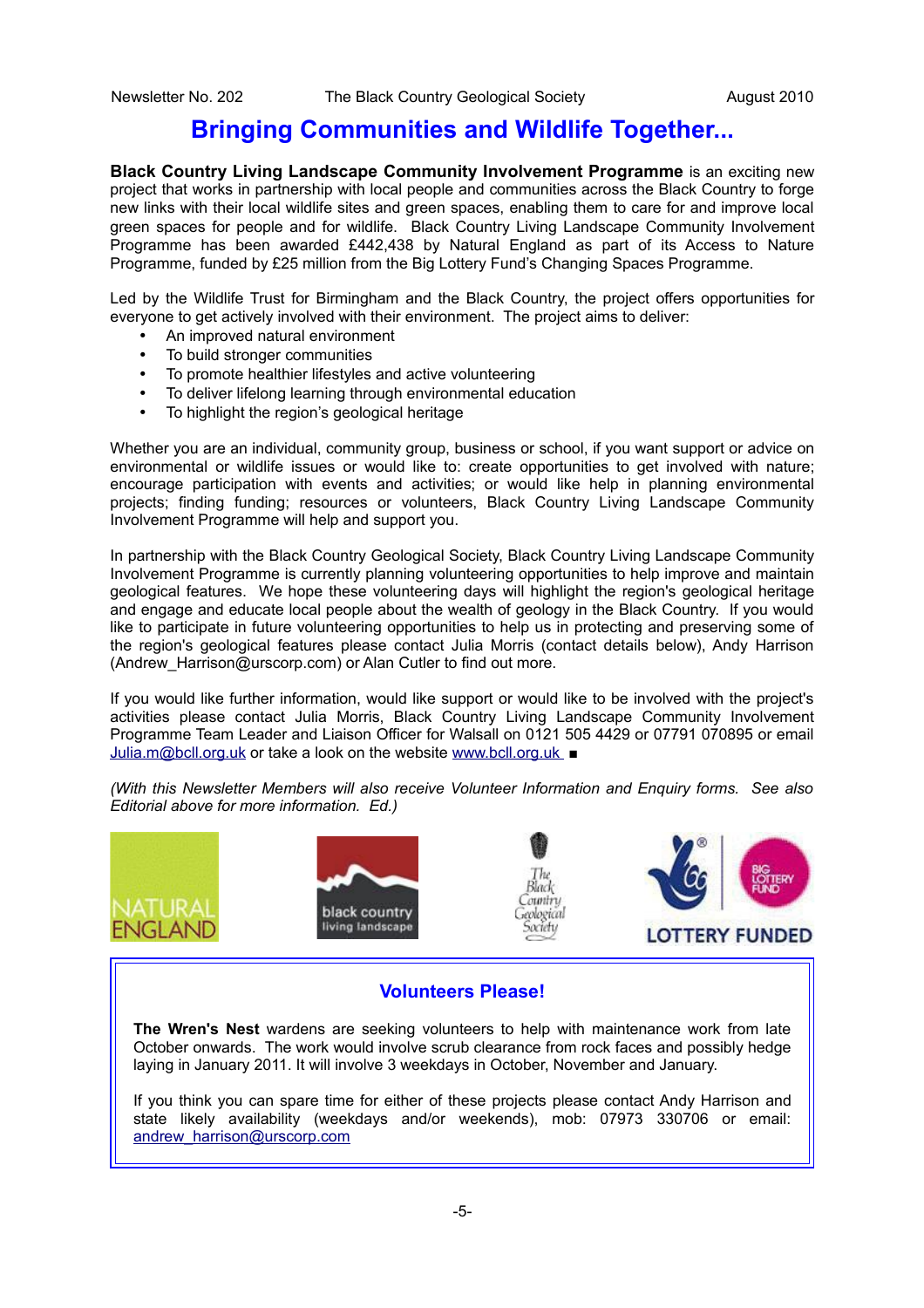# Bringing Communities and Wildlife Together...

**Black Country Living Landscape Community Involvement Programme** is an exciting new project that works in partnership with local people and communities across the Black Country to forge new links with their local wildlife sites and green spaces, enabling them to care for and improve local green spaces for people and for wildlife. Black Country Living Landscape Community Involvement Programme has been awarded £442,438 by Natural England as part of its Access to Nature Programme, funded by £25 million from the Big Lottery Fund's Changing Spaces Programme.

Led by the Wildlife Trust for Birmingham and the Black Country, the project offers opportunities for everyone to get actively involved with their environment. The project aims to deliver:

- An improved natural environment
- To build stronger communities
- To promote healthier lifestyles and active volunteering
- To deliver lifelong learning through environmental education
- To highlight the region's geological heritage

Whether you are an individual, community group, business or school, if you want support or advice on environmental or wildlife issues or would like to: create opportunities to get involved with nature; encourage participation with events and activities; or would like help in planning environmental projects; finding funding; resources or volunteers, Black Country Living Landscape Community Involvement Programme will help and support you.

In partnership with the Black Country Geological Society, Black Country Living Landscape Community Involvement Programme is currently planning volunteering opportunities to help improve and maintain geological features. We hope these volunteering days will highlight the region's geological heritage and engage and educate local people about the wealth of geology in the Black Country. If you would like to participate in future volunteering opportunities to help us in protecting and preserving some of the region's geological features please contact Julia Morris (contact details below), Andy Harrison (Andrew_Harrison@urscorp.com) or Alan Cutler to find out more.

If you would like further information, would like support or would like to be involved with the project's activities please contact Julia Morris, Black Country Living Landscape Community Involvement Programme Team Leader and Liaison Officer for Walsall on 0121 505 4429 or 07791 070895 or email Julia.m@bcll.org.uk or take a look on the website www.bcll.org.uk ■

*(With this Newsletter Members will also receive Volunteer Information and Enquiry forms. See also Editorial above for more information. Ed.)*

NATURAL ENGLAND | black country living landscape | The Black Country Geological Society | LOTTERY FUNDED | BIG LOTTERY FUND

## Volunteers Please!

**The Wren's Nest** wardens are seeking volunteers to help with maintenance work from late October onwards. The work would involve scrub clearance from rock faces and possibly hedge laying in January 2011. It will involve 3 weekdays in October, November and January.

If you think you can spare time for either of these projects please contact Andy Harrison and state likely availability (weekdays and/or weekends), mob: 07973 330706 or email: andrew_harrison@urscorp.com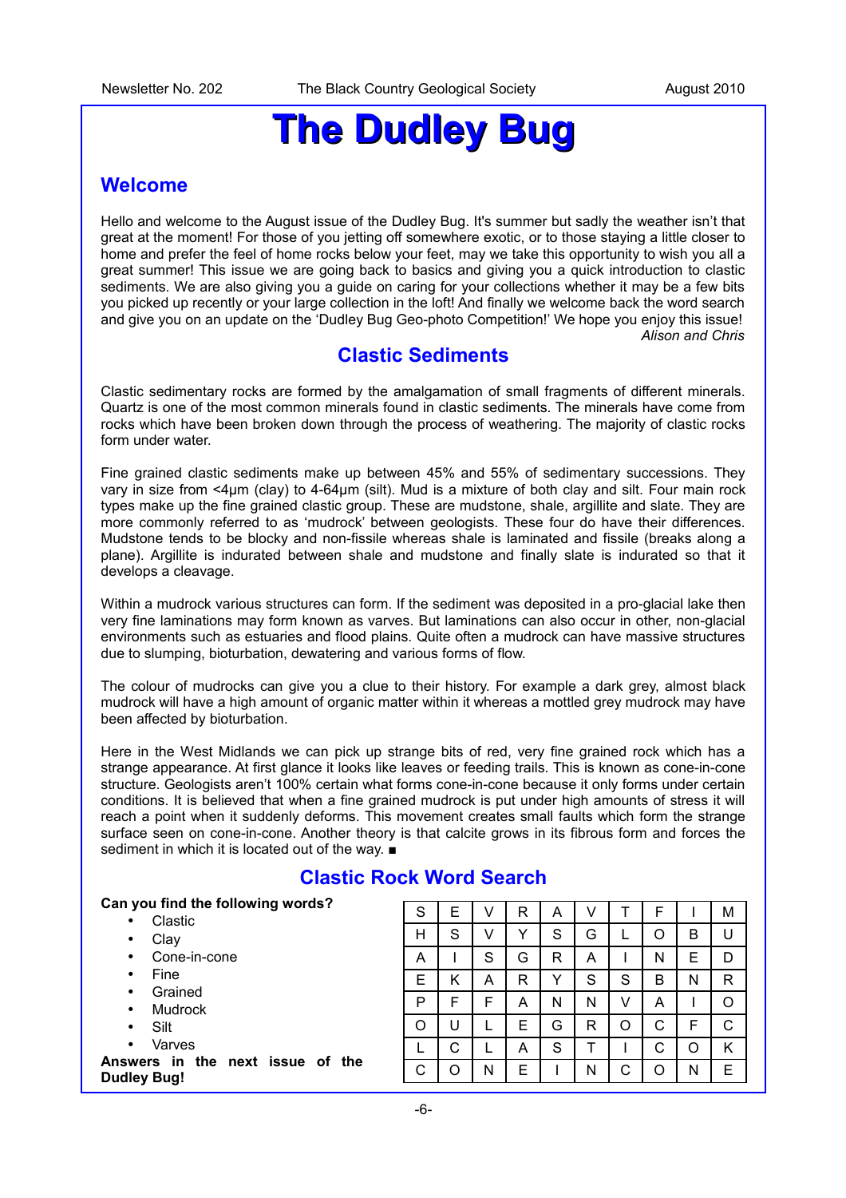# The Dudley Bug

## Welcome

Hello and welcome to the August issue of the Dudley Bug. It's summer but sadly the weather isn't that great at the moment! For those of you jetting off somewhere exotic, or to those staying a little closer to home and prefer the feel of home rocks below your feet, may we take this opportunity to wish you all a great summer! This issue we are going back to basics and giving you a quick introduction to clastic sediments. We are also giving you a guide on caring for your collections whether it may be a few bits you picked up recently or your large collection in the loft! And finally we welcome back the word search and give you on an update on the 'Dudley Bug Geo-photo Competition!' We hope you enjoy this issue!

*Alison and Chris*

## Clastic Sediments

Clastic sedimentary rocks are formed by the amalgamation of small fragments of different minerals. Quartz is one of the most common minerals found in clastic sediments. The minerals have come from rocks which have been broken down through the process of weathering. The majority of clastic rocks form under water.

Fine grained clastic sediments make up between 45% and 55% of sedimentary successions. They vary in size from <4μm (clay) to 4-64μm (silt). Mud is a mixture of both clay and silt. Four main rock types make up the fine grained clastic group. These are mudstone, shale, argillite and slate. They are more commonly referred to as 'mudrock' between geologists. These four do have their differences. Mudstone tends to be blocky and non-fissile whereas shale is laminated and fissile (breaks along a plane). Argillite is indurated between shale and mudstone and finally slate is indurated so that it develops a cleavage.

Within a mudrock various structures can form. If the sediment was deposited in a pro-glacial lake then very fine laminations may form known as varves. But laminations can also occur in other, non-glacial environments such as estuaries and flood plains. Quite often a mudrock can have massive structures due to slumping, bioturbation, dewatering and various forms of flow.

The colour of mudrocks can give you a clue to their history. For example a dark grey, almost black mudrock will have a high amount of organic matter within it whereas a mottled grey mudrock may have been affected by bioturbation.

Here in the West Midlands we can pick up strange bits of red, very fine grained rock which has a strange appearance. At first glance it looks like leaves or feeding trails. This is known as cone-in-cone structure. Geologists aren't 100% certain what forms cone-in-cone because it only forms under certain conditions. It is believed that when a fine grained mudrock is put under high amounts of stress it will reach a point when it suddenly deforms. This movement creates small faults which form the strange surface seen on cone-in-cone. Another theory is that calcite grows in its fibrous form and forces the sediment in which it is located out of the way. ■

## Clastic Rock Word Search

**Can you find the following words?**

- Clastic
- Clay
- Cone-in-cone
- Fine
- Grained
- Mudrock
- Silt
- Varves

**Answers in the next issue of the Dudley Bug!**

| | | | | | | | | | |
|---|---|---|---|---|---|---|---|---|---|
| S | E | V | R | A | V | T | F | I | M |
| H | S | V | Y | S | G | L | O | B | U |
| A | I | S | G | R | A | I | N | E | D |
| E | K | A | R | Y | S | S | B | N | R |
| P | F | F | A | N | N | V | A | I | O |
| O | U | L | E | G | R | O | C | F | C |
| L | C | L | A | S | T | I | C | O | K |
| C | O | N | E | I | N | C | O | N | E |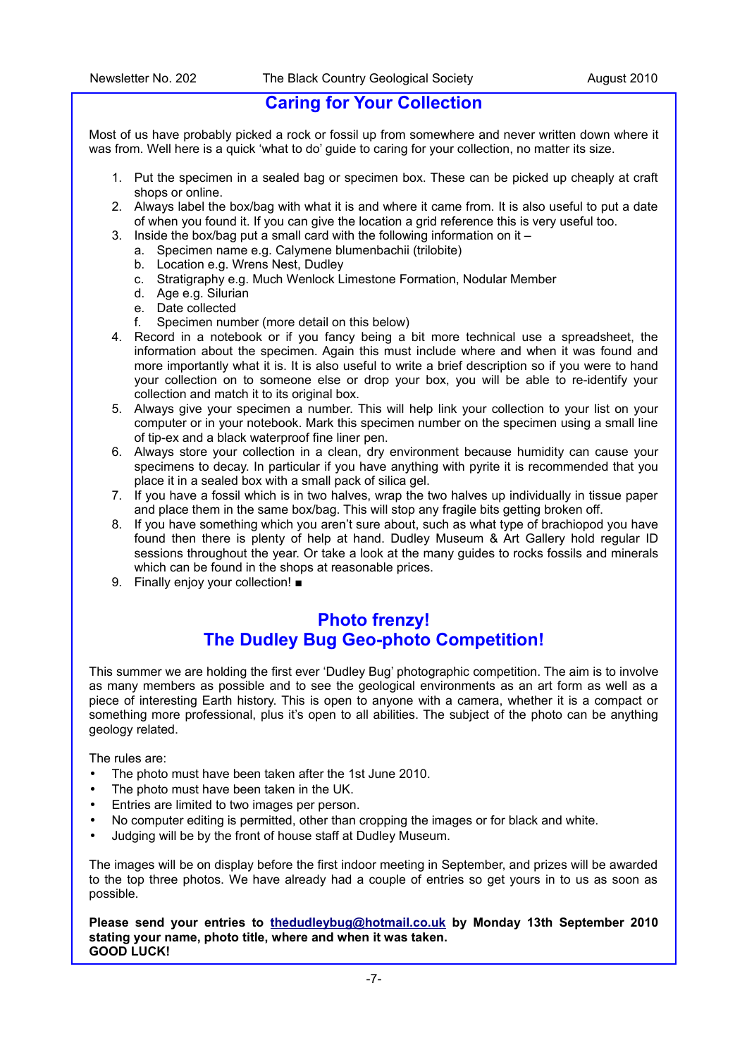## Caring for Your Collection

Most of us have probably picked a rock or fossil up from somewhere and never written down where it was from. Well here is a quick 'what to do' guide to caring for your collection, no matter its size.

1. Put the specimen in a sealed bag or specimen box. These can be picked up cheaply at craft shops or online.
2. Always label the box/bag with what it is and where it came from. It is also useful to put a date of when you found it. If you can give the location a grid reference this is very useful too.
3. Inside the box/bag put a small card with the following information on it –
   a. Specimen name e.g. Calymene blumenbachii (trilobite)
   b. Location e.g. Wrens Nest, Dudley
   c. Stratigraphy e.g. Much Wenlock Limestone Formation, Nodular Member
   d. Age e.g. Silurian
   e. Date collected
   f. Specimen number (more detail on this below)
4. Record in a notebook or if you fancy being a bit more technical use a spreadsheet, the information about the specimen. Again this must include where and when it was found and more importantly what it is. It is also useful to write a brief description so if you were to hand your collection on to someone else or drop your box, you will be able to re-identify your collection and match it to its original box.
5. Always give your specimen a number. This will help link your collection to your list on your computer or in your notebook. Mark this specimen number on the specimen using a small line of tip-ex and a black waterproof fine liner pen.
6. Always store your collection in a clean, dry environment because humidity can cause your specimens to decay. In particular if you have anything with pyrite it is recommended that you place it in a sealed box with a small pack of silica gel.
7. If you have a fossil which is in two halves, wrap the two halves up individually in tissue paper and place them in the same box/bag. This will stop any fragile bits getting broken off.
8. If you have something which you aren't sure about, such as what type of brachiopod you have found then there is plenty of help at hand. Dudley Museum & Art Gallery hold regular ID sessions throughout the year. Or take a look at the many guides to rocks fossils and minerals which can be found in the shops at reasonable prices.
9. Finally enjoy your collection! ■

## Photo frenzy!
## The Dudley Bug Geo-photo Competition!

This summer we are holding the first ever 'Dudley Bug' photographic competition. The aim is to involve as many members as possible and to see the geological environments as an art form as well as a piece of interesting Earth history. This is open to anyone with a camera, whether it is a compact or something more professional, plus it's open to all abilities. The subject of the photo can be anything geology related.

The rules are:

- The photo must have been taken after the 1st June 2010.
- The photo must have been taken in the UK.
- Entries are limited to two images per person.
- No computer editing is permitted, other than cropping the images or for black and white.
- Judging will be by the front of house staff at Dudley Museum.

The images will be on display before the first indoor meeting in September, and prizes will be awarded to the top three photos. We have already had a couple of entries so get yours in to us as soon as possible.

**Please send your entries to thedudleybug@hotmail.co.uk by Monday 13th September 2010 stating your name, photo title, where and when it was taken.**
**GOOD LUCK!**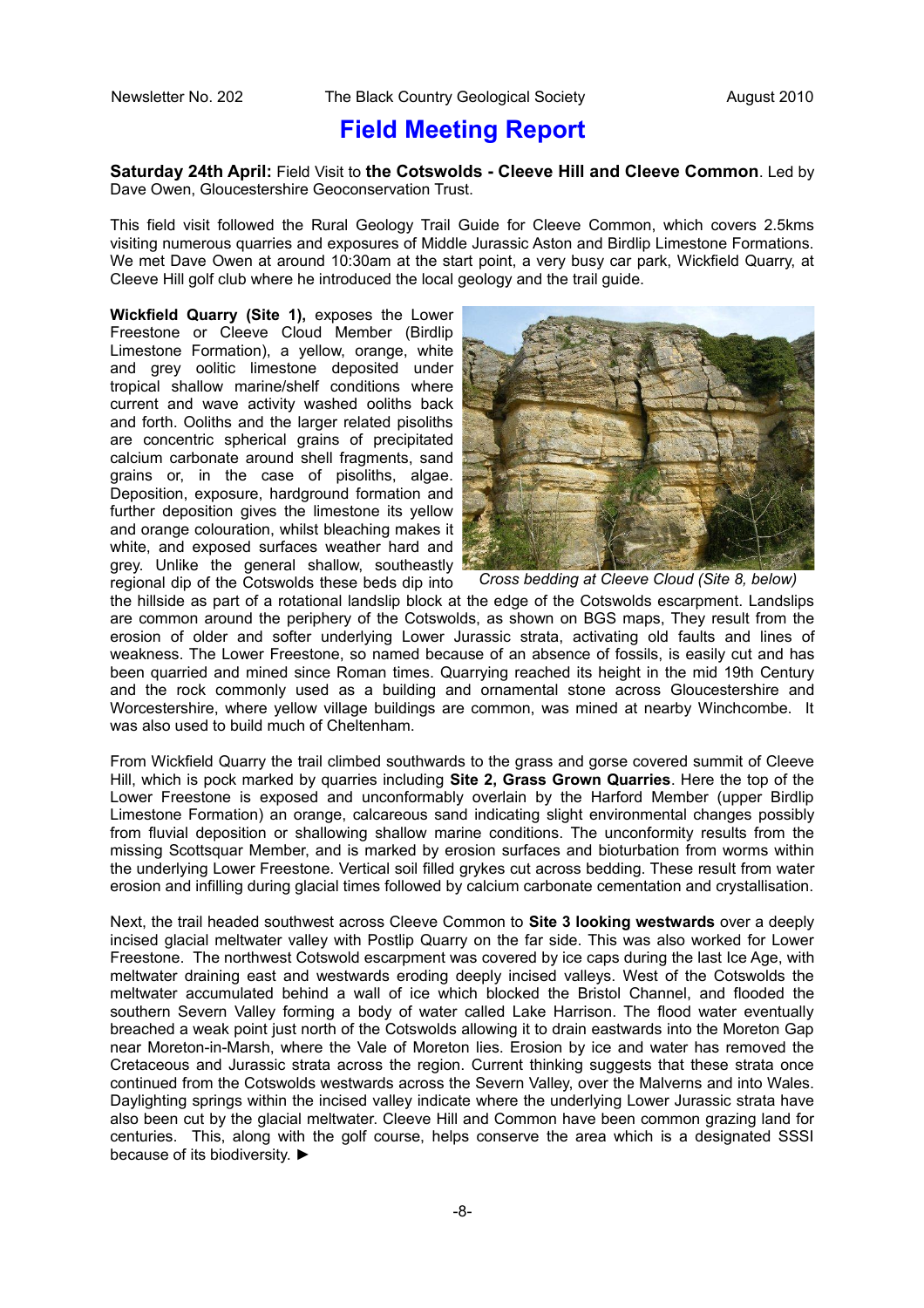# Field Meeting Report

**Saturday 24th April:** Field Visit to **the Cotswolds - Cleeve Hill and Cleeve Common**. Led by Dave Owen, Gloucestershire Geoconservation Trust.

This field visit followed the Rural Geology Trail Guide for Cleeve Common, which covers 2.5kms visiting numerous quarries and exposures of Middle Jurassic Aston and Birdlip Limestone Formations. We met Dave Owen at around 10:30am at the start point, a very busy car park, Wickfield Quarry, at Cleeve Hill golf club where he introduced the local geology and the trail guide.

**Wickfield Quarry (Site 1),** exposes the Lower Freestone or Cleeve Cloud Member (Birdlip Limestone Formation), a yellow, orange, white and grey oolitic limestone deposited under tropical shallow marine/shelf conditions where current and wave activity washed ooliths back and forth. Ooliths and the larger related pisoliths are concentric spherical grains of precipitated calcium carbonate around shell fragments, sand grains or, in the case of pisoliths, algae. Deposition, exposure, hardground formation and further deposition gives the limestone its yellow and orange colouration, whilst bleaching makes it white, and exposed surfaces weather hard and grey. Unlike the general shallow, southeastly regional dip of the Cotswolds these beds dip into the hillside as part of a rotational landslip block at the edge of the Cotswolds escarpment. Landslips are common around the periphery of the Cotswolds, as shown on BGS maps, They result from the erosion of older and softer underlying Lower Jurassic strata, activating old faults and lines of weakness. The Lower Freestone, so named because of an absence of fossils, is easily cut and has been quarried and mined since Roman times. Quarrying reached its height in the mid 19th Century and the rock commonly used as a building and ornamental stone across Gloucestershire and Worcestershire, where yellow village buildings are common, was mined at nearby Winchcombe. It was also used to build much of Cheltenham.

*Cross bedding at Cleeve Cloud (Site 8, below)*

From Wickfield Quarry the trail climbed southwards to the grass and gorse covered summit of Cleeve Hill, which is pock marked by quarries including **Site 2, Grass Grown Quarries**. Here the top of the Lower Freestone is exposed and unconformably overlain by the Harford Member (upper Birdlip Limestone Formation) an orange, calcareous sand indicating slight environmental changes possibly from fluvial deposition or shallowing shallow marine conditions. The unconformity results from the missing Scottsquar Member, and is marked by erosion surfaces and bioturbation from worms within the underlying Lower Freestone. Vertical soil filled grykes cut across bedding. These result from water erosion and infilling during glacial times followed by calcium carbonate cementation and crystallisation.

Next, the trail headed southwest across Cleeve Common to **Site 3 looking westwards** over a deeply incised glacial meltwater valley with Postlip Quarry on the far side. This was also worked for Lower Freestone. The northwest Cotswold escarpment was covered by ice caps during the last Ice Age, with meltwater draining east and westwards eroding deeply incised valleys. West of the Cotswolds the meltwater accumulated behind a wall of ice which blocked the Bristol Channel, and flooded the southern Severn Valley forming a body of water called Lake Harrison. The flood water eventually breached a weak point just north of the Cotswolds allowing it to drain eastwards into the Moreton Gap near Moreton-in-Marsh, where the Vale of Moreton lies. Erosion by ice and water has removed the Cretaceous and Jurassic strata across the region. Current thinking suggests that these strata once continued from the Cotswolds westwards across the Severn Valley, over the Malverns and into Wales. Daylighting springs within the incised valley indicate where the underlying Lower Jurassic strata have also been cut by the glacial meltwater. Cleeve Hill and Common have been common grazing land for centuries. This, along with the golf course, helps conserve the area which is a designated SSSI because of its biodiversity. ►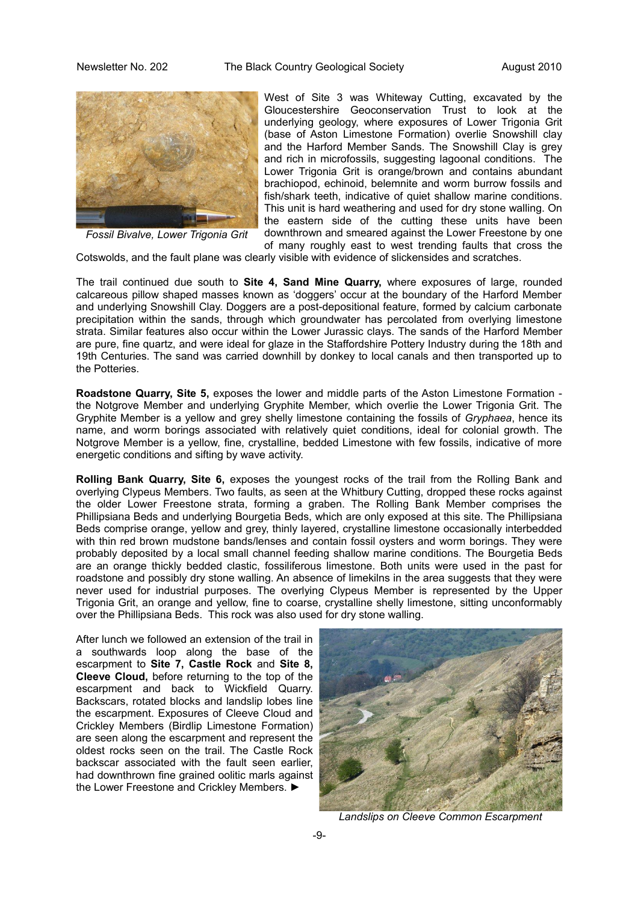*Fossil Bivalve, Lower Trigonia Grit*

West of Site 3 was Whiteway Cutting, excavated by the Gloucestershire Geoconservation Trust to look at the underlying geology, where exposures of Lower Trigonia Grit (base of Aston Limestone Formation) overlie Snowshill clay and the Harford Member Sands. The Snowshill Clay is grey and rich in microfossils, suggesting lagoonal conditions. The Lower Trigonia Grit is orange/brown and contains abundant brachiopod, echinoid, belemnite and worm burrow fossils and fish/shark teeth, indicative of quiet shallow marine conditions. This unit is hard weathering and used for dry stone walling. On the eastern side of the cutting these units have been downthrown and smeared against the Lower Freestone by one of many roughly east to west trending faults that cross the Cotswolds, and the fault plane was clearly visible with evidence of slickensides and scratches.

The trail continued due south to **Site 4, Sand Mine Quarry,** where exposures of large, rounded calcareous pillow shaped masses known as 'doggers' occur at the boundary of the Harford Member and underlying Snowshill Clay. Doggers are a post-depositional feature, formed by calcium carbonate precipitation within the sands, through which groundwater has percolated from overlying limestone strata. Similar features also occur within the Lower Jurassic clays. The sands of the Harford Member are pure, fine quartz, and were ideal for glaze in the Staffordshire Pottery Industry during the 18th and 19th Centuries. The sand was carried downhill by donkey to local canals and then transported up to the Potteries.

**Roadstone Quarry, Site 5,** exposes the lower and middle parts of the Aston Limestone Formation - the Notgrove Member and underlying Gryphite Member, which overlie the Lower Trigonia Grit. The Gryphite Member is a yellow and grey shelly limestone containing the fossils of *Gryphaea*, hence its name, and worm borings associated with relatively quiet conditions, ideal for colonial growth. The Notgrove Member is a yellow, fine, crystalline, bedded Limestone with few fossils, indicative of more energetic conditions and sifting by wave activity.

**Rolling Bank Quarry, Site 6,** exposes the youngest rocks of the trail from the Rolling Bank and overlying Clypeus Members. Two faults, as seen at the Whitbury Cutting, dropped these rocks against the older Lower Freestone strata, forming a graben. The Rolling Bank Member comprises the Phillipsiana Beds and underlying Bourgetia Beds, which are only exposed at this site. The Phillipsiana Beds comprise orange, yellow and grey, thinly layered, crystalline limestone occasionally interbedded with thin red brown mudstone bands/lenses and contain fossil oysters and worm borings. They were probably deposited by a local small channel feeding shallow marine conditions. The Bourgetia Beds are an orange thickly bedded clastic, fossiliferous limestone. Both units were used in the past for roadstone and possibly dry stone walling. An absence of limekilns in the area suggests that they were never used for industrial purposes. The overlying Clypeus Member is represented by the Upper Trigonia Grit, an orange and yellow, fine to coarse, crystalline shelly limestone, sitting unconformably over the Phillipsiana Beds. This rock was also used for dry stone walling.

After lunch we followed an extension of the trail in a southwards loop along the base of the escarpment to **Site 7, Castle Rock** and **Site 8, Cleeve Cloud,** before returning to the top of the escarpment and back to Wickfield Quarry. Backscars, rotated blocks and landslip lobes line the escarpment. Exposures of Cleeve Cloud and Crickley Members (Birdlip Limestone Formation) are seen along the escarpment and represent the oldest rocks seen on the trail. The Castle Rock backscar associated with the fault seen earlier, had downthrown fine grained oolitic marls against the Lower Freestone and Crickley Members. ►

*Landslips on Cleeve Common Escarpment*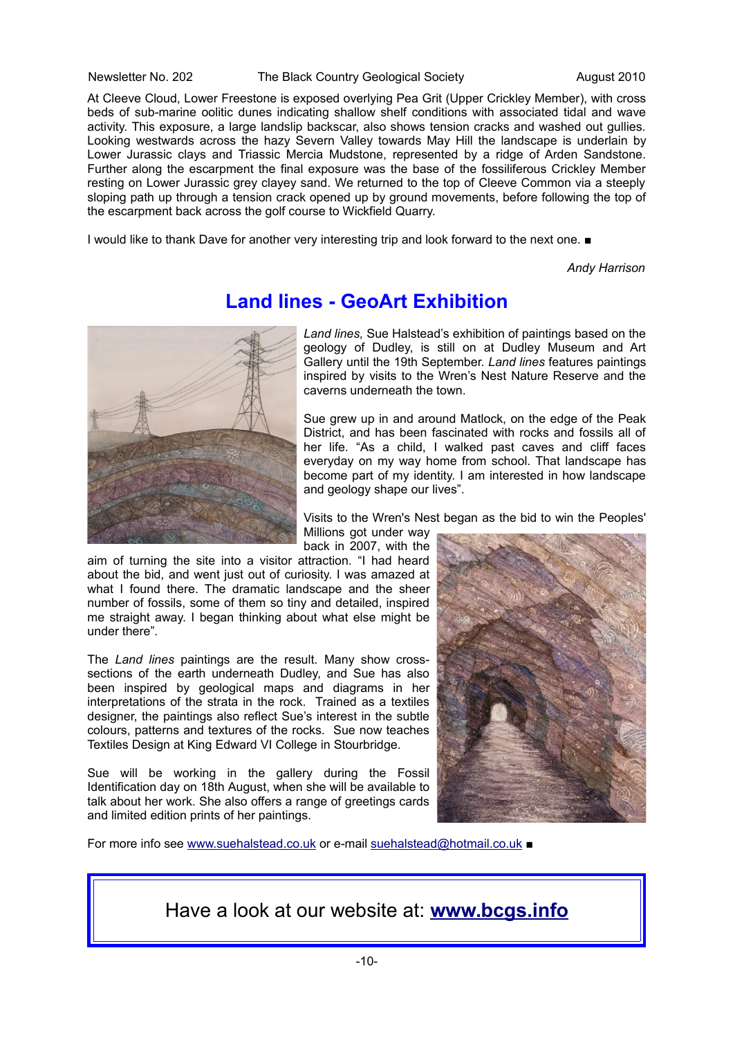At Cleeve Cloud, Lower Freestone is exposed overlying Pea Grit (Upper Crickley Member), with cross beds of sub-marine oolitic dunes indicating shallow shelf conditions with associated tidal and wave activity. This exposure, a large landslip backscar, also shows tension cracks and washed out gullies. Looking westwards across the hazy Severn Valley towards May Hill the landscape is underlain by Lower Jurassic clays and Triassic Mercia Mudstone, represented by a ridge of Arden Sandstone. Further along the escarpment the final exposure was the base of the fossiliferous Crickley Member resting on Lower Jurassic grey clayey sand. We returned to the top of Cleeve Common via a steeply sloping path up through a tension crack opened up by ground movements, before following the top of the escarpment back across the golf course to Wickfield Quarry.

I would like to thank Dave for another very interesting trip and look forward to the next one. ■

*Andy Harrison*

## Land lines - GeoArt Exhibition

*Land lines,* Sue Halstead's exhibition of paintings based on the geology of Dudley, is still on at Dudley Museum and Art Gallery until the 19th September. *Land lines* features paintings inspired by visits to the Wren's Nest Nature Reserve and the caverns underneath the town.

Sue grew up in and around Matlock, on the edge of the Peak District, and has been fascinated with rocks and fossils all of her life. "As a child, I walked past caves and cliff faces everyday on my way home from school. That landscape has become part of my identity. I am interested in how landscape and geology shape our lives".

Visits to the Wren's Nest began as the bid to win the Peoples' Millions got under way back in 2007, with the aim of turning the site into a visitor attraction. "I had heard about the bid, and went just out of curiosity. I was amazed at what I found there. The dramatic landscape and the sheer number of fossils, some of them so tiny and detailed, inspired me straight away. I began thinking about what else might be under there".

The *Land lines* paintings are the result. Many show cross-sections of the earth underneath Dudley, and Sue has also been inspired by geological maps and diagrams in her interpretations of the strata in the rock. Trained as a textiles designer, the paintings also reflect Sue's interest in the subtle colours, patterns and textures of the rocks. Sue now teaches Textiles Design at King Edward VI College in Stourbridge.

Sue will be working in the gallery during the Fossil Identification day on 18th August, when she will be available to talk about her work. She also offers a range of greetings cards and limited edition prints of her paintings.

For more info see www.suehalstead.co.uk or e-mail suehalstead@hotmail.co.uk ■

Have a look at our website at: **www.bcgs.info**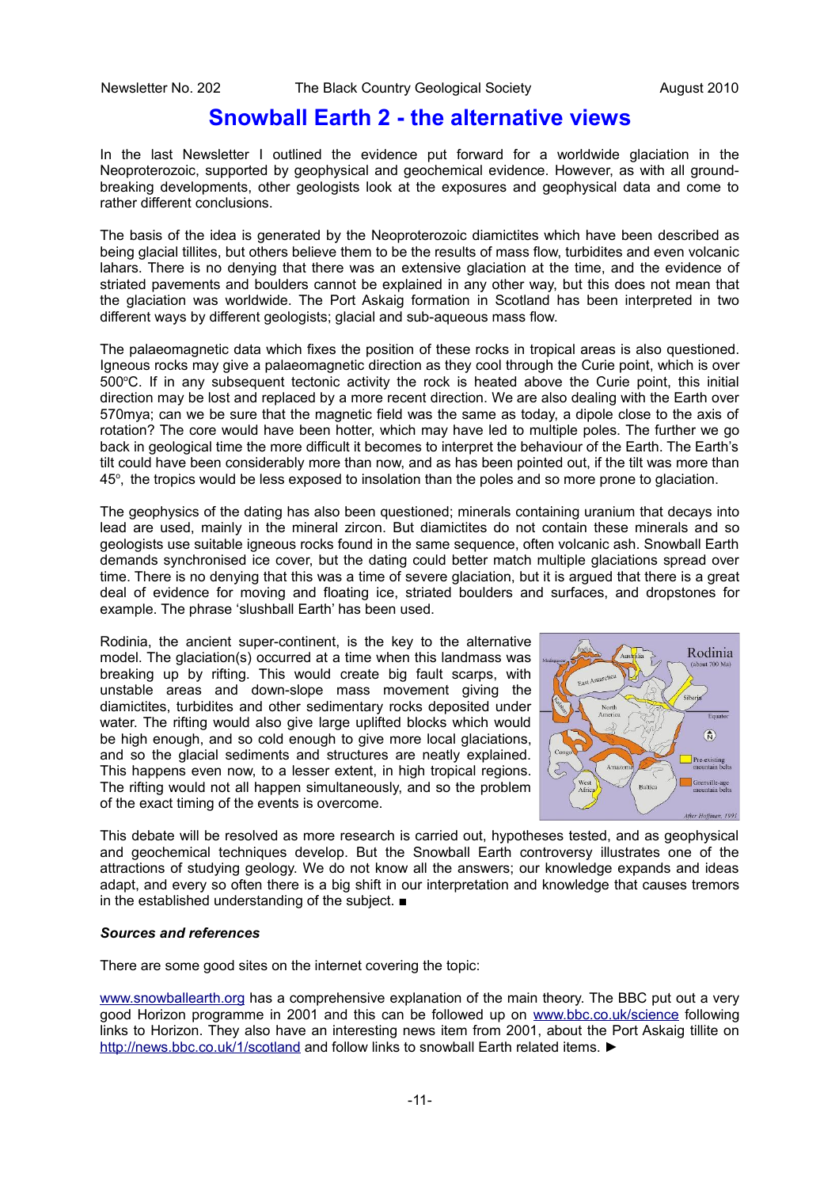# Snowball Earth 2 - the alternative views

In the last Newsletter I outlined the evidence put forward for a worldwide glaciation in the Neoproterozoic, supported by geophysical and geochemical evidence. However, as with all ground-breaking developments, other geologists look at the exposures and geophysical data and come to rather different conclusions.

The basis of the idea is generated by the Neoproterozoic diamictites which have been described as being glacial tillites, but others believe them to be the results of mass flow, turbidites and even volcanic lahars. There is no denying that there was an extensive glaciation at the time, and the evidence of striated pavements and boulders cannot be explained in any other way, but this does not mean that the glaciation was worldwide. The Port Askaig formation in Scotland has been interpreted in two different ways by different geologists; glacial and sub-aqueous mass flow.

The palaeomagnetic data which fixes the position of these rocks in tropical areas is also questioned. Igneous rocks may give a palaeomagnetic direction as they cool through the Curie point, which is over 500°C. If in any subsequent tectonic activity the rock is heated above the Curie point, this initial direction may be lost and replaced by a more recent direction. We are also dealing with the Earth over 570mya; can we be sure that the magnetic field was the same as today, a dipole close to the axis of rotation? The core would have been hotter, which may have led to multiple poles. The further we go back in geological time the more difficult it becomes to interpret the behaviour of the Earth. The Earth's tilt could have been considerably more than now, and as has been pointed out, if the tilt was more than 45°, the tropics would be less exposed to insolation than the poles and so more prone to glaciation.

The geophysics of the dating has also been questioned; minerals containing uranium that decays into lead are used, mainly in the mineral zircon. But diamictites do not contain these minerals and so geologists use suitable igneous rocks found in the same sequence, often volcanic ash. Snowball Earth demands synchronised ice cover, but the dating could better match multiple glaciations spread over time. There is no denying that this was a time of severe glaciation, but it is argued that there is a great deal of evidence for moving and floating ice, striated boulders and surfaces, and dropstones for example. The phrase 'slushball Earth' has been used.

Rodinia, the ancient super-continent, is the key to the alternative model. The glaciation(s) occurred at a time when this landmass was breaking up by rifting. This would create big fault scarps, with unstable areas and down-slope mass movement giving the diamictites, turbidites and other sedimentary rocks deposited under water. The rifting would also give large uplifted blocks which would be high enough, and so cold enough to give more local glaciations, and so the glacial sediments and structures are neatly explained. This happens even now, to a lesser extent, in high tropical regions. The rifting would not all happen simultaneously, and so the problem of the exact timing of the events is overcome.

This debate will be resolved as more research is carried out, hypotheses tested, and as geophysical and geochemical techniques develop. But the Snowball Earth controversy illustrates one of the attractions of studying geology. We do not know all the answers; our knowledge expands and ideas adapt, and every so often there is a big shift in our interpretation and knowledge that causes tremors in the established understanding of the subject. ■

### *Sources and references*

There are some good sites on the internet covering the topic:

www.snowballearth.org has a comprehensive explanation of the main theory. The BBC put out a very good Horizon programme in 2001 and this can be followed up on www.bbc.co.uk/science following links to Horizon. They also have an interesting news item from 2001, about the Port Askaig tillite on http://news.bbc.co.uk/1/scotland and follow links to snowball Earth related items. ►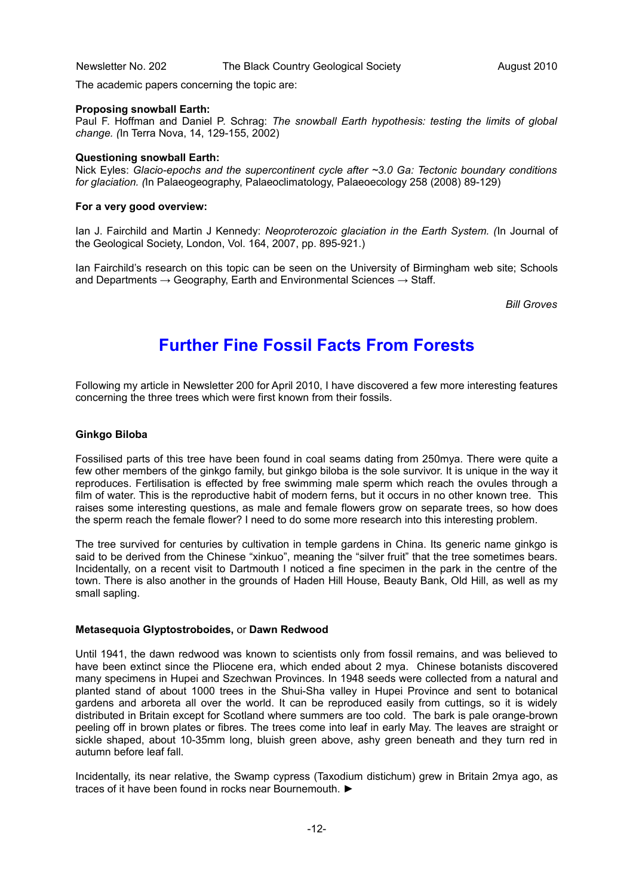The academic papers concerning the topic are:

**Proposing snowball Earth:**
Paul F. Hoffman and Daniel P. Schrag: *The snowball Earth hypothesis: testing the limits of global change. (*In Terra Nova, 14, 129-155, 2002)

**Questioning snowball Earth:**
Nick Eyles: *Glacio-epochs and the supercontinent cycle after ~3.0 Ga: Tectonic boundary conditions for glaciation. (*In Palaeogeography, Palaeoclimatology, Palaeoecology 258 (2008) 89-129)

**For a very good overview:**

Ian J. Fairchild and Martin J Kennedy: *Neoproterozoic glaciation in the Earth System. (*In Journal of the Geological Society, London, Vol. 164, 2007, pp. 895-921.)

Ian Fairchild's research on this topic can be seen on the University of Birmingham web site; Schools and Departments → Geography, Earth and Environmental Sciences → Staff.

*Bill Groves*

# Further Fine Fossil Facts From Forests

Following my article in Newsletter 200 for April 2010, I have discovered a few more interesting features concerning the three trees which were first known from their fossils.

**Ginkgo Biloba**

Fossilised parts of this tree have been found in coal seams dating from 250mya. There were quite a few other members of the ginkgo family, but ginkgo biloba is the sole survivor. It is unique in the way it reproduces. Fertilisation is effected by free swimming male sperm which reach the ovules through a film of water. This is the reproductive habit of modern ferns, but it occurs in no other known tree. This raises some interesting questions, as male and female flowers grow on separate trees, so how does the sperm reach the female flower? I need to do some more research into this interesting problem.

The tree survived for centuries by cultivation in temple gardens in China. Its generic name ginkgo is said to be derived from the Chinese "xinkuo", meaning the "silver fruit" that the tree sometimes bears. Incidentally, on a recent visit to Dartmouth I noticed a fine specimen in the park in the centre of the town. There is also another in the grounds of Haden Hill House, Beauty Bank, Old Hill, as well as my small sapling.

**Metasequoia Glyptostroboides,** or **Dawn Redwood**

Until 1941, the dawn redwood was known to scientists only from fossil remains, and was believed to have been extinct since the Pliocene era, which ended about 2 mya. Chinese botanists discovered many specimens in Hupei and Szechwan Provinces. In 1948 seeds were collected from a natural and planted stand of about 1000 trees in the Shui-Sha valley in Hupei Province and sent to botanical gardens and arboreta all over the world. It can be reproduced easily from cuttings, so it is widely distributed in Britain except for Scotland where summers are too cold. The bark is pale orange-brown peeling off in brown plates or fibres. The trees come into leaf in early May. The leaves are straight or sickle shaped, about 10-35mm long, bluish green above, ashy green beneath and they turn red in autumn before leaf fall.

Incidentally, its near relative, the Swamp cypress (Taxodium distichum) grew in Britain 2mya ago, as traces of it have been found in rocks near Bournemouth. ►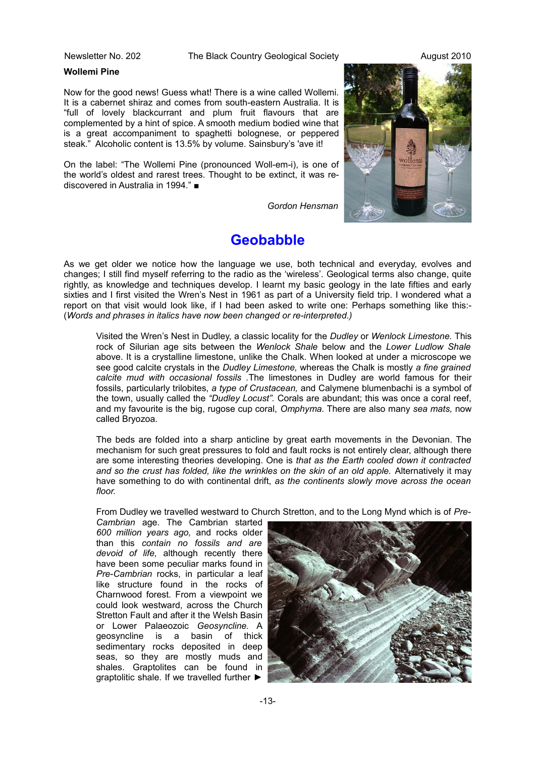**Wollemi Pine**

Now for the good news! Guess what! There is a wine called Wollemi. It is a cabernet shiraz and comes from south-eastern Australia. It is "full of lovely blackcurrant and plum fruit flavours that are complemented by a hint of spice. A smooth medium bodied wine that is a great accompaniment to spaghetti bolognese, or peppered steak." Alcoholic content is 13.5% by volume. Sainsbury's 'ave it!

On the label: "The Wollemi Pine (pronounced Woll-em-i), is one of the world's oldest and rarest trees. Thought to be extinct, it was re-discovered in Australia in 1994." ■

*Gordon Hensman*

# Geobabble

As we get older we notice how the language we use, both technical and everyday, evolves and changes; I still find myself referring to the radio as the 'wireless'. Geological terms also change, quite rightly, as knowledge and techniques develop. I learnt my basic geology in the late fifties and early sixties and I first visited the Wren's Nest in 1961 as part of a University field trip. I wondered what a report on that visit would look like, if I had been asked to write one: Perhaps something like this:- (*Words and phrases in italics have now been changed or re-interpreted.)*

> Visited the Wren's Nest in Dudley, a classic locality for the *Dudley* or *Wenlock Limestone.* This rock of Silurian age sits between the *Wenlock Shale* below and the *Lower Ludlow Shale* above. It is a crystalline limestone, unlike the Chalk. When looked at under a microscope we see good calcite crystals in the *Dudley Limestone,* whereas the Chalk is mostly *a fine grained calcite mud with occasional fossils* .The limestones in Dudley are world famous for their fossils, particularly trilobites, *a type of Crustacean,* and Calymene blumenbachi is a symbol of the town, usually called the *"Dudley Locust".* Corals are abundant; this was once a coral reef, and my favourite is the big, rugose cup coral, *Omphyma.* There are also many *sea mats,* now called Bryozoa.
>
> The beds are folded into a sharp anticline by great earth movements in the Devonian. The mechanism for such great pressures to fold and fault rocks is not entirely clear, although there are some interesting theories developing. One is *that as the Earth cooled down it contracted and so the crust has folded, like the wrinkles on the skin of an old apple.* Alternatively it may have something to do with continental drift, *as the continents slowly move across the ocean floor.*
>
> From Dudley we travelled westward to Church Stretton, and to the Long Mynd which is of *Pre-Cambrian* age. The Cambrian started *600 million years ago,* and rocks older than this *contain no fossils and are devoid of life,* although recently there have been some peculiar marks found in *Pre-Cambrian* rocks, in particular a leaf like structure found in the rocks of Charnwood forest. From a viewpoint we could look westward, across the Church Stretton Fault and after it the Welsh Basin or Lower Palaeozoic *Geosyncline.* A geosyncline is a basin of thick sedimentary rocks deposited in deep seas, so they are mostly muds and shales. Graptolites can be found in graptolitic shale. If we travelled further ►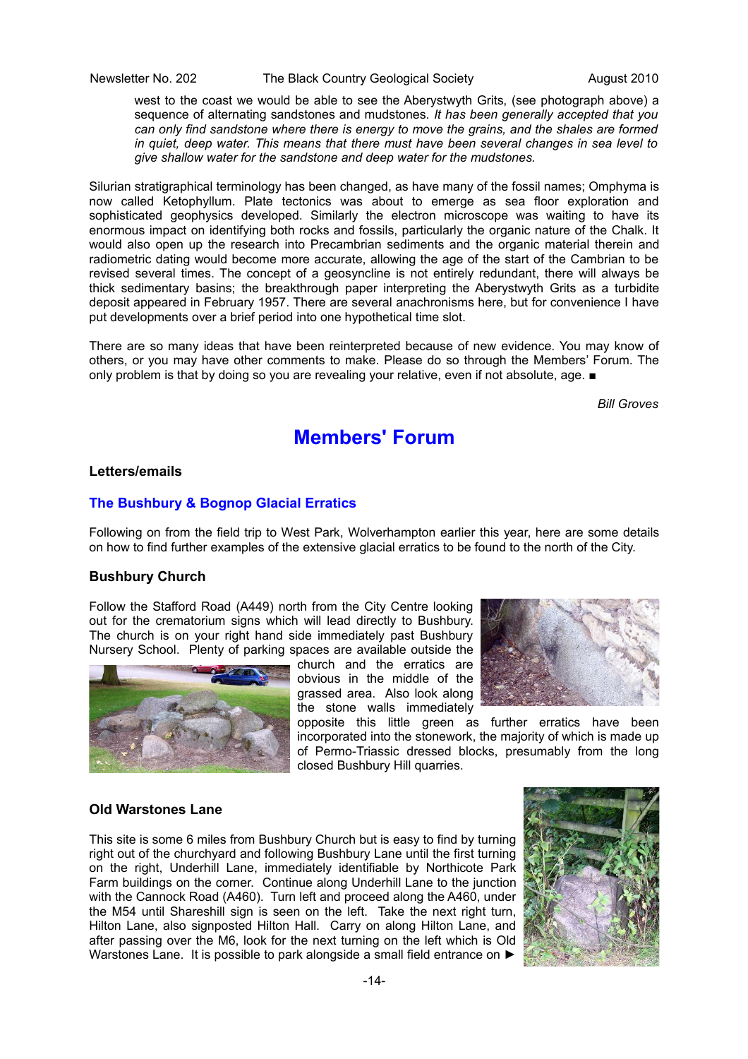west to the coast we would be able to see the Aberystwyth Grits, (see photograph above) a sequence of alternating sandstones and mudstones. *It has been generally accepted that you can only find sandstone where there is energy to move the grains, and the shales are formed in quiet, deep water. This means that there must have been several changes in sea level to give shallow water for the sandstone and deep water for the mudstones.*

Silurian stratigraphical terminology has been changed, as have many of the fossil names; Omphyma is now called Ketophyllum. Plate tectonics was about to emerge as sea floor exploration and sophisticated geophysics developed. Similarly the electron microscope was waiting to have its enormous impact on identifying both rocks and fossils, particularly the organic nature of the Chalk. It would also open up the research into Precambrian sediments and the organic material therein and radiometric dating would become more accurate, allowing the age of the start of the Cambrian to be revised several times. The concept of a geosyncline is not entirely redundant, there will always be thick sedimentary basins; the breakthrough paper interpreting the Aberystwyth Grits as a turbidite deposit appeared in February 1957. There are several anachronisms here, but for convenience I have put developments over a brief period into one hypothetical time slot.

There are so many ideas that have been reinterpreted because of new evidence. You may know of others, or you may have other comments to make. Please do so through the Members' Forum. The only problem is that by doing so you are revealing your relative, even if not absolute, age. ■

*Bill Groves*

# Members' Forum

### Letters/emails

## The Bushbury & Bognop Glacial Erratics

Following on from the field trip to West Park, Wolverhampton earlier this year, here are some details on how to find further examples of the extensive glacial erratics to be found to the north of the City.

### Bushbury Church

Follow the Stafford Road (A449) north from the City Centre looking out for the crematorium signs which will lead directly to Bushbury. The church is on your right hand side immediately past Bushbury Nursery School. Plenty of parking spaces are available outside the church and the erratics are obvious in the middle of the grassed area. Also look along the stone walls immediately opposite this little green as further erratics have been incorporated into the stonework, the majority of which is made up of Permo-Triassic dressed blocks, presumably from the long closed Bushbury Hill quarries.

### Old Warstones Lane

This site is some 6 miles from Bushbury Church but is easy to find by turning right out of the churchyard and following Bushbury Lane until the first turning on the right, Underhill Lane, immediately identifiable by Northicote Park Farm buildings on the corner. Continue along Underhill Lane to the junction with the Cannock Road (A460). Turn left and proceed along the A460, under the M54 until Shareshill sign is seen on the left. Take the next right turn, Hilton Lane, also signposted Hilton Hall. Carry on along Hilton Lane, and after passing over the M6, look for the next turning on the left which is Old Warstones Lane. It is possible to park alongside a small field entrance on ►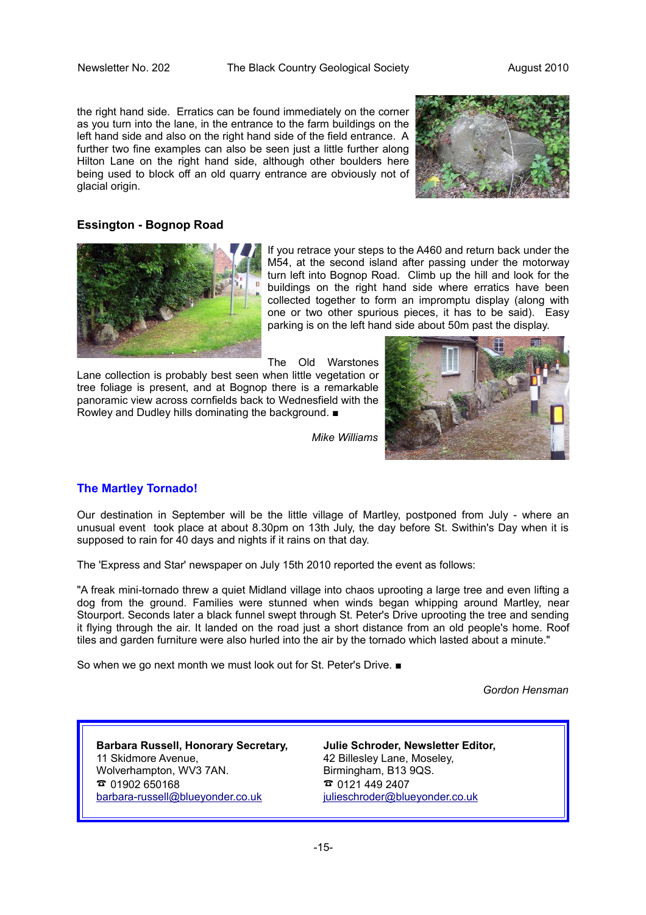the right hand side. Erratics can be found immediately on the corner as you turn into the lane, in the entrance to the farm buildings on the left hand side and also on the right hand side of the field entrance. A further two fine examples can also be seen just a little further along Hilton Lane on the right hand side, although other boulders here being used to block off an old quarry entrance are obviously not of glacial origin.

### Essington - Bognop Road

If you retrace your steps to the A460 and return back under the M54, at the second island after passing under the motorway turn left into Bognop Road. Climb up the hill and look for the buildings on the right hand side where erratics have been collected together to form an impromptu display (along with one or two other spurious pieces, it has to be said). Easy parking is on the left hand side about 50m past the display.

The Old Warstones Lane collection is probably best seen when little vegetation or tree foliage is present, and at Bognop there is a remarkable panoramic view across cornfields back to Wednesfield with the Rowley and Dudley hills dominating the background. ■

*Mike Williams*

## The Martley Tornado!

Our destination in September will be the little village of Martley, postponed from July - where an unusual event took place at about 8.30pm on 13th July, the day before St. Swithin's Day when it is supposed to rain for 40 days and nights if it rains on that day.

The 'Express and Star' newspaper on July 15th 2010 reported the event as follows:

"A freak mini-tornado threw a quiet Midland village into chaos uprooting a large tree and even lifting a dog from the ground. Families were stunned when winds began whipping around Martley, near Stourport. Seconds later a black funnel swept through St. Peter's Drive uprooting the tree and sending it flying through the air. It landed on the road just a short distance from an old people's home. Roof tiles and garden furniture were also hurled into the air by the tornado which lasted about a minute."

So when we go next month we must look out for St. Peter's Drive. ■

*Gordon Hensman*

**Barbara Russell, Honorary Secretary,**
11 Skidmore Avenue,
Wolverhampton, WV3 7AN.
☎ 01902 650168
barbara-russell@blueyonder.co.uk

**Julie Schroder, Newsletter Editor,**
42 Billesley Lane, Moseley,
Birmingham, B13 9QS.
☎ 0121 449 2407
julieschroder@blueyonder.co.uk